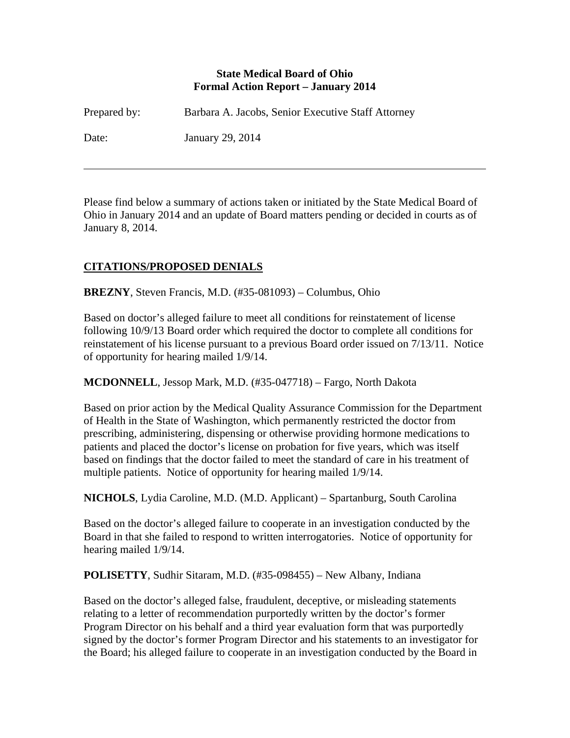**State Medical Board of Ohio**
**Formal Action Report – January 2014**

Prepared by: Barbara A. Jacobs, Senior Executive Staff Attorney

Date: January 29, 2014

---

Please find below a summary of actions taken or initiated by the State Medical Board of Ohio in January 2014 and an update of Board matters pending or decided in courts as of January 8, 2014.

## CITATIONS/PROPOSED DENIALS

**BREZNY**, Steven Francis, M.D. (#35-081093) – Columbus, Ohio

Based on doctor's alleged failure to meet all conditions for reinstatement of license following 10/9/13 Board order which required the doctor to complete all conditions for reinstatement of his license pursuant to a previous Board order issued on 7/13/11. Notice of opportunity for hearing mailed 1/9/14.

**MCDONNELL**, Jessop Mark, M.D. (#35-047718) – Fargo, North Dakota

Based on prior action by the Medical Quality Assurance Commission for the Department of Health in the State of Washington, which permanently restricted the doctor from prescribing, administering, dispensing or otherwise providing hormone medications to patients and placed the doctor's license on probation for five years, which was itself based on findings that the doctor failed to meet the standard of care in his treatment of multiple patients. Notice of opportunity for hearing mailed 1/9/14.

**NICHOLS**, Lydia Caroline, M.D. (M.D. Applicant) – Spartanburg, South Carolina

Based on the doctor's alleged failure to cooperate in an investigation conducted by the Board in that she failed to respond to written interrogatories. Notice of opportunity for hearing mailed 1/9/14.

**POLISETTY**, Sudhir Sitaram, M.D. (#35-098455) – New Albany, Indiana

Based on the doctor's alleged false, fraudulent, deceptive, or misleading statements relating to a letter of recommendation purportedly written by the doctor's former Program Director on his behalf and a third year evaluation form that was purportedly signed by the doctor's former Program Director and his statements to an investigator for the Board; his alleged failure to cooperate in an investigation conducted by the Board in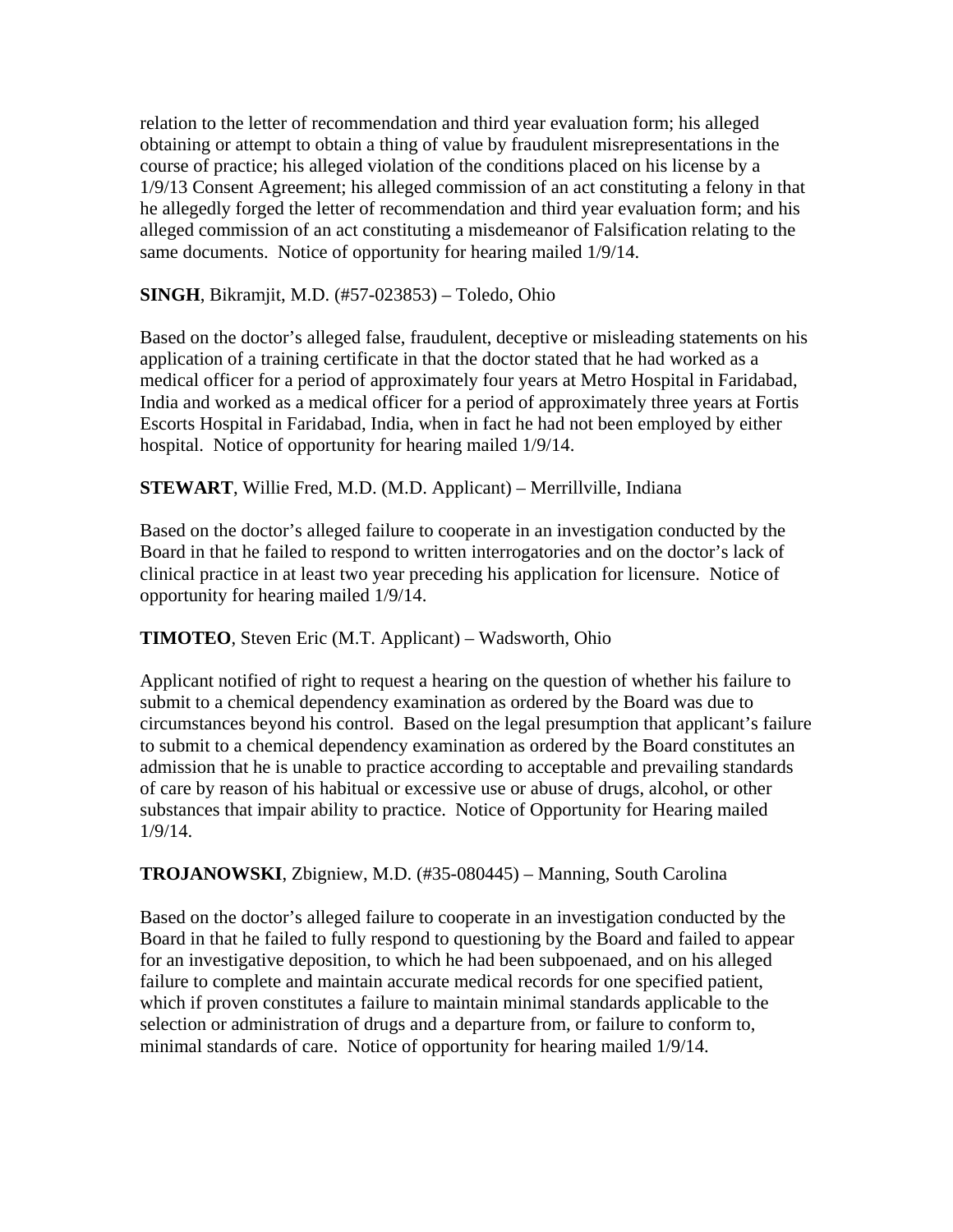relation to the letter of recommendation and third year evaluation form; his alleged obtaining or attempt to obtain a thing of value by fraudulent misrepresentations in the course of practice; his alleged violation of the conditions placed on his license by a 1/9/13 Consent Agreement; his alleged commission of an act constituting a felony in that he allegedly forged the letter of recommendation and third year evaluation form; and his alleged commission of an act constituting a misdemeanor of Falsification relating to the same documents. Notice of opportunity for hearing mailed 1/9/14.

**SINGH**, Bikramjit, M.D. (#57-023853) – Toledo, Ohio

Based on the doctor's alleged false, fraudulent, deceptive or misleading statements on his application of a training certificate in that the doctor stated that he had worked as a medical officer for a period of approximately four years at Metro Hospital in Faridabad, India and worked as a medical officer for a period of approximately three years at Fortis Escorts Hospital in Faridabad, India, when in fact he had not been employed by either hospital. Notice of opportunity for hearing mailed 1/9/14.

**STEWART**, Willie Fred, M.D. (M.D. Applicant) – Merrillville, Indiana

Based on the doctor's alleged failure to cooperate in an investigation conducted by the Board in that he failed to respond to written interrogatories and on the doctor's lack of clinical practice in at least two year preceding his application for licensure. Notice of opportunity for hearing mailed 1/9/14.

**TIMOTEO**, Steven Eric (M.T. Applicant) – Wadsworth, Ohio

Applicant notified of right to request a hearing on the question of whether his failure to submit to a chemical dependency examination as ordered by the Board was due to circumstances beyond his control. Based on the legal presumption that applicant's failure to submit to a chemical dependency examination as ordered by the Board constitutes an admission that he is unable to practice according to acceptable and prevailing standards of care by reason of his habitual or excessive use or abuse of drugs, alcohol, or other substances that impair ability to practice. Notice of Opportunity for Hearing mailed 1/9/14.

**TROJANOWSKI**, Zbigniew, M.D. (#35-080445) – Manning, South Carolina

Based on the doctor's alleged failure to cooperate in an investigation conducted by the Board in that he failed to fully respond to questioning by the Board and failed to appear for an investigative deposition, to which he had been subpoenaed, and on his alleged failure to complete and maintain accurate medical records for one specified patient, which if proven constitutes a failure to maintain minimal standards applicable to the selection or administration of drugs and a departure from, or failure to conform to, minimal standards of care. Notice of opportunity for hearing mailed 1/9/14.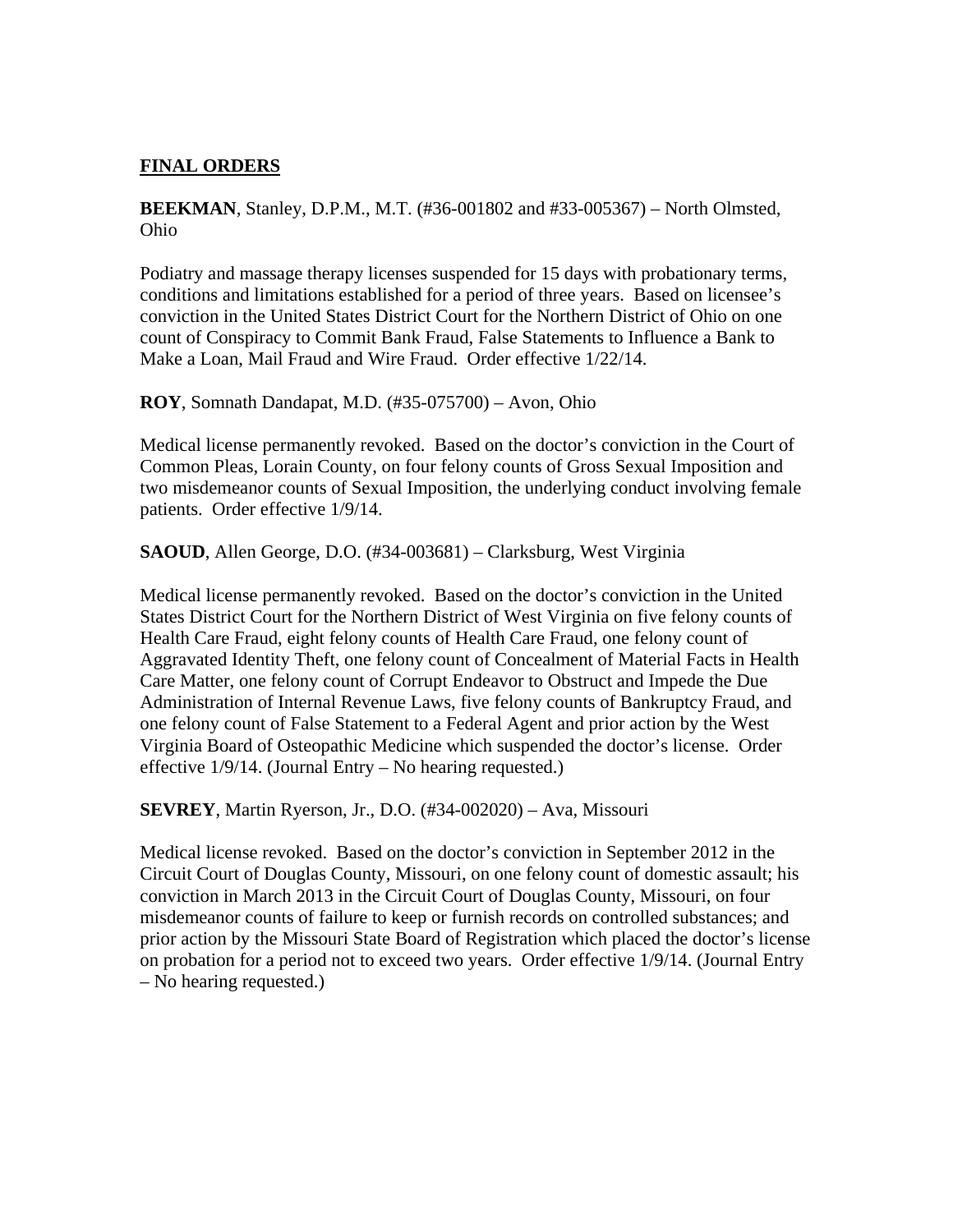**FINAL ORDERS**

**BEEKMAN**, Stanley, D.P.M., M.T. (#36-001802 and #33-005367) – North Olmsted, Ohio

Podiatry and massage therapy licenses suspended for 15 days with probationary terms, conditions and limitations established for a period of three years. Based on licensee's conviction in the United States District Court for the Northern District of Ohio on one count of Conspiracy to Commit Bank Fraud, False Statements to Influence a Bank to Make a Loan, Mail Fraud and Wire Fraud. Order effective 1/22/14.

**ROY**, Somnath Dandapat, M.D. (#35-075700) – Avon, Ohio

Medical license permanently revoked. Based on the doctor's conviction in the Court of Common Pleas, Lorain County, on four felony counts of Gross Sexual Imposition and two misdemeanor counts of Sexual Imposition, the underlying conduct involving female patients. Order effective 1/9/14.

**SAOUD**, Allen George, D.O. (#34-003681) – Clarksburg, West Virginia

Medical license permanently revoked. Based on the doctor's conviction in the United States District Court for the Northern District of West Virginia on five felony counts of Health Care Fraud, eight felony counts of Health Care Fraud, one felony count of Aggravated Identity Theft, one felony count of Concealment of Material Facts in Health Care Matter, one felony count of Corrupt Endeavor to Obstruct and Impede the Due Administration of Internal Revenue Laws, five felony counts of Bankruptcy Fraud, and one felony count of False Statement to a Federal Agent and prior action by the West Virginia Board of Osteopathic Medicine which suspended the doctor's license. Order effective 1/9/14. (Journal Entry – No hearing requested.)

**SEVREY**, Martin Ryerson, Jr., D.O. (#34-002020) – Ava, Missouri

Medical license revoked. Based on the doctor's conviction in September 2012 in the Circuit Court of Douglas County, Missouri, on one felony count of domestic assault; his conviction in March 2013 in the Circuit Court of Douglas County, Missouri, on four misdemeanor counts of failure to keep or furnish records on controlled substances; and prior action by the Missouri State Board of Registration which placed the doctor's license on probation for a period not to exceed two years. Order effective 1/9/14. (Journal Entry – No hearing requested.)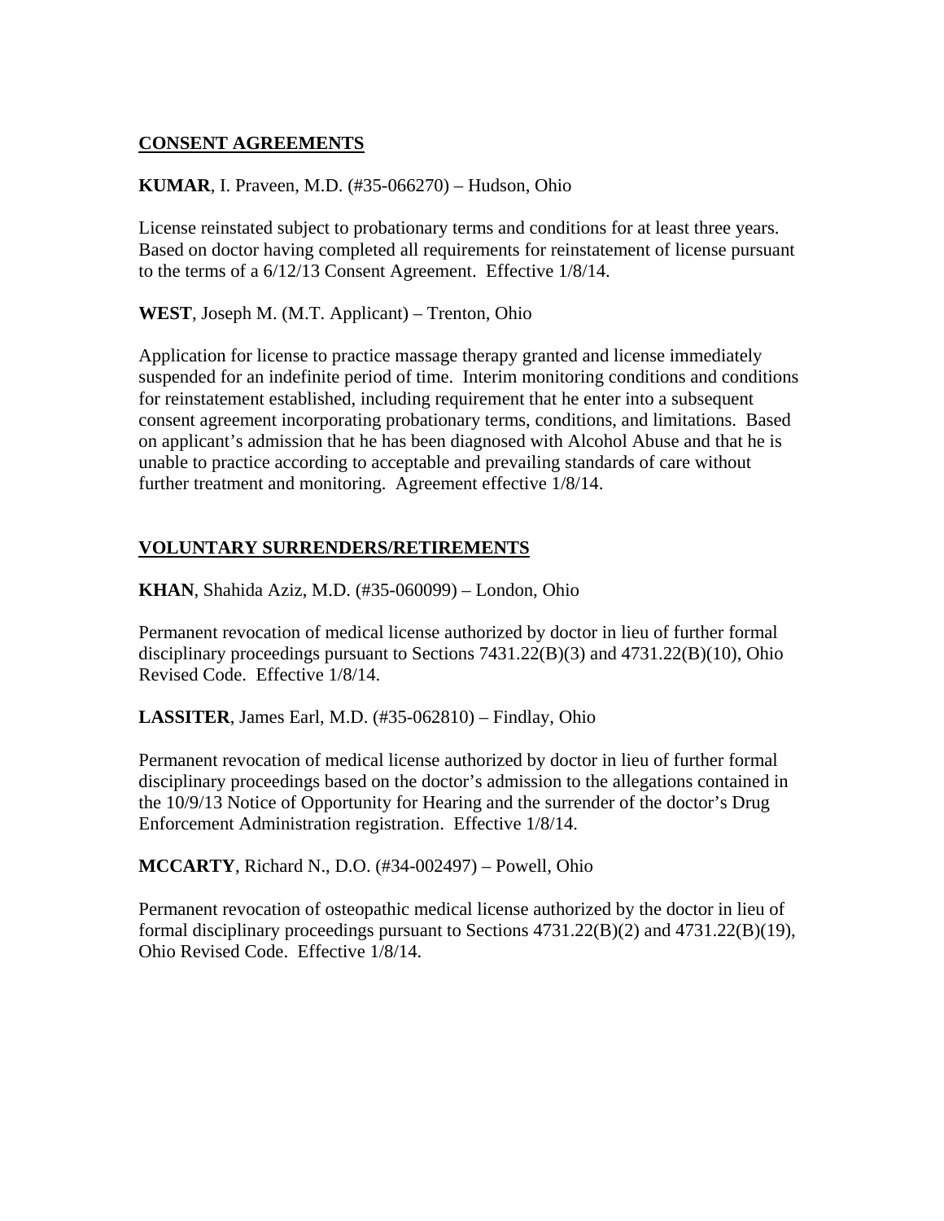## CONSENT AGREEMENTS

**KUMAR**, I. Praveen, M.D. (#35-066270) – Hudson, Ohio

License reinstated subject to probationary terms and conditions for at least three years. Based on doctor having completed all requirements for reinstatement of license pursuant to the terms of a 6/12/13 Consent Agreement. Effective 1/8/14.

**WEST**, Joseph M. (M.T. Applicant) – Trenton, Ohio

Application for license to practice massage therapy granted and license immediately suspended for an indefinite period of time. Interim monitoring conditions and conditions for reinstatement established, including requirement that he enter into a subsequent consent agreement incorporating probationary terms, conditions, and limitations. Based on applicant's admission that he has been diagnosed with Alcohol Abuse and that he is unable to practice according to acceptable and prevailing standards of care without further treatment and monitoring. Agreement effective 1/8/14.

## VOLUNTARY SURRENDERS/RETIREMENTS

**KHAN**, Shahida Aziz, M.D. (#35-060099) – London, Ohio

Permanent revocation of medical license authorized by doctor in lieu of further formal disciplinary proceedings pursuant to Sections 7431.22(B)(3) and 4731.22(B)(10), Ohio Revised Code. Effective 1/8/14.

**LASSITER**, James Earl, M.D. (#35-062810) – Findlay, Ohio

Permanent revocation of medical license authorized by doctor in lieu of further formal disciplinary proceedings based on the doctor's admission to the allegations contained in the 10/9/13 Notice of Opportunity for Hearing and the surrender of the doctor's Drug Enforcement Administration registration. Effective 1/8/14.

**MCCARTY**, Richard N., D.O. (#34-002497) – Powell, Ohio

Permanent revocation of osteopathic medical license authorized by the doctor in lieu of formal disciplinary proceedings pursuant to Sections 4731.22(B)(2) and 4731.22(B)(19), Ohio Revised Code. Effective 1/8/14.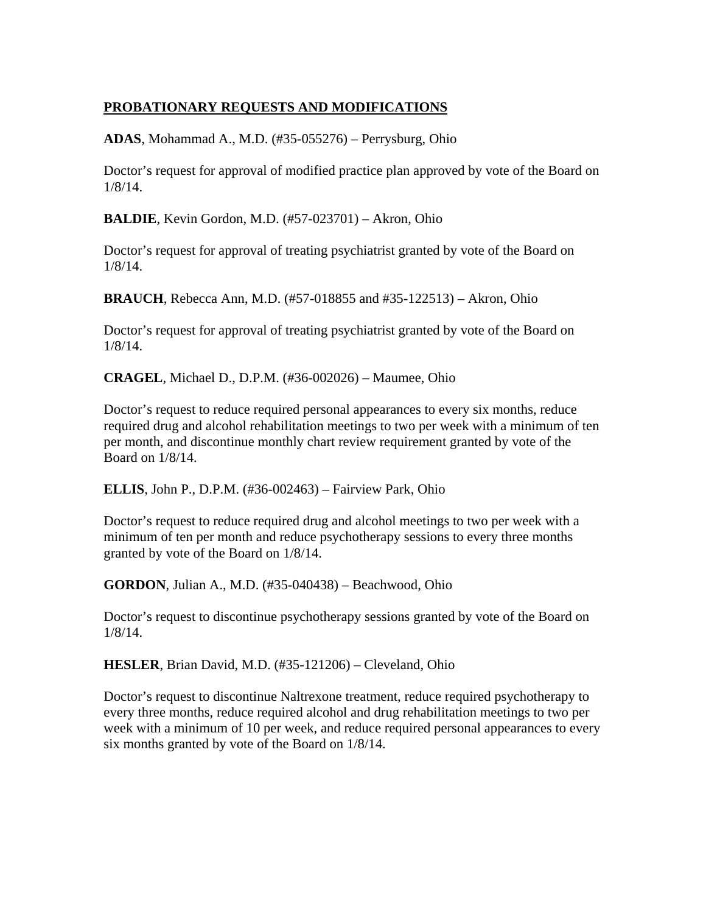**PROBATIONARY REQUESTS AND MODIFICATIONS**

**ADAS**, Mohammad A., M.D. (#35-055276) – Perrysburg, Ohio

Doctor's request for approval of modified practice plan approved by vote of the Board on 1/8/14.

**BALDIE**, Kevin Gordon, M.D. (#57-023701) – Akron, Ohio

Doctor's request for approval of treating psychiatrist granted by vote of the Board on 1/8/14.

**BRAUCH**, Rebecca Ann, M.D. (#57-018855 and #35-122513) – Akron, Ohio

Doctor's request for approval of treating psychiatrist granted by vote of the Board on 1/8/14.

**CRAGEL**, Michael D., D.P.M. (#36-002026) – Maumee, Ohio

Doctor's request to reduce required personal appearances to every six months, reduce required drug and alcohol rehabilitation meetings to two per week with a minimum of ten per month, and discontinue monthly chart review requirement granted by vote of the Board on 1/8/14.

**ELLIS**, John P., D.P.M. (#36-002463) – Fairview Park, Ohio

Doctor's request to reduce required drug and alcohol meetings to two per week with a minimum of ten per month and reduce psychotherapy sessions to every three months granted by vote of the Board on 1/8/14.

**GORDON**, Julian A., M.D. (#35-040438) – Beachwood, Ohio

Doctor's request to discontinue psychotherapy sessions granted by vote of the Board on 1/8/14.

**HESLER**, Brian David, M.D. (#35-121206) – Cleveland, Ohio

Doctor's request to discontinue Naltrexone treatment, reduce required psychotherapy to every three months, reduce required alcohol and drug rehabilitation meetings to two per week with a minimum of 10 per week, and reduce required personal appearances to every six months granted by vote of the Board on 1/8/14.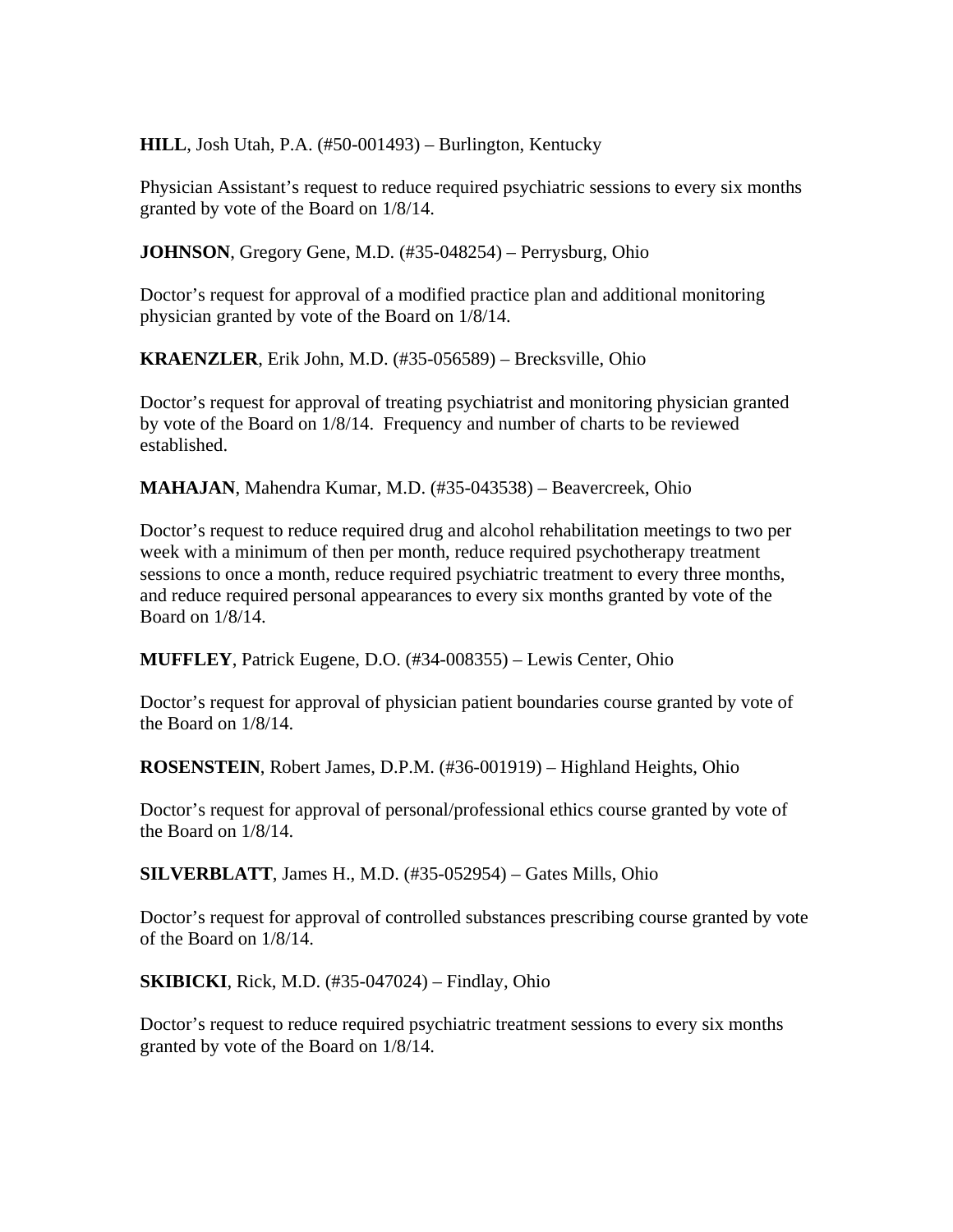**HILL**, Josh Utah, P.A. (#50-001493) – Burlington, Kentucky

Physician Assistant's request to reduce required psychiatric sessions to every six months granted by vote of the Board on 1/8/14.

**JOHNSON**, Gregory Gene, M.D. (#35-048254) – Perrysburg, Ohio

Doctor's request for approval of a modified practice plan and additional monitoring physician granted by vote of the Board on 1/8/14.

**KRAENZLER**, Erik John, M.D. (#35-056589) – Brecksville, Ohio

Doctor's request for approval of treating psychiatrist and monitoring physician granted by vote of the Board on 1/8/14. Frequency and number of charts to be reviewed established.

**MAHAJAN**, Mahendra Kumar, M.D. (#35-043538) – Beavercreek, Ohio

Doctor's request to reduce required drug and alcohol rehabilitation meetings to two per week with a minimum of then per month, reduce required psychotherapy treatment sessions to once a month, reduce required psychiatric treatment to every three months, and reduce required personal appearances to every six months granted by vote of the Board on 1/8/14.

**MUFFLEY**, Patrick Eugene, D.O. (#34-008355) – Lewis Center, Ohio

Doctor's request for approval of physician patient boundaries course granted by vote of the Board on 1/8/14.

**ROSENSTEIN**, Robert James, D.P.M. (#36-001919) – Highland Heights, Ohio

Doctor's request for approval of personal/professional ethics course granted by vote of the Board on 1/8/14.

**SILVERBLATT**, James H., M.D. (#35-052954) – Gates Mills, Ohio

Doctor's request for approval of controlled substances prescribing course granted by vote of the Board on 1/8/14.

**SKIBICKI**, Rick, M.D. (#35-047024) – Findlay, Ohio

Doctor's request to reduce required psychiatric treatment sessions to every six months granted by vote of the Board on 1/8/14.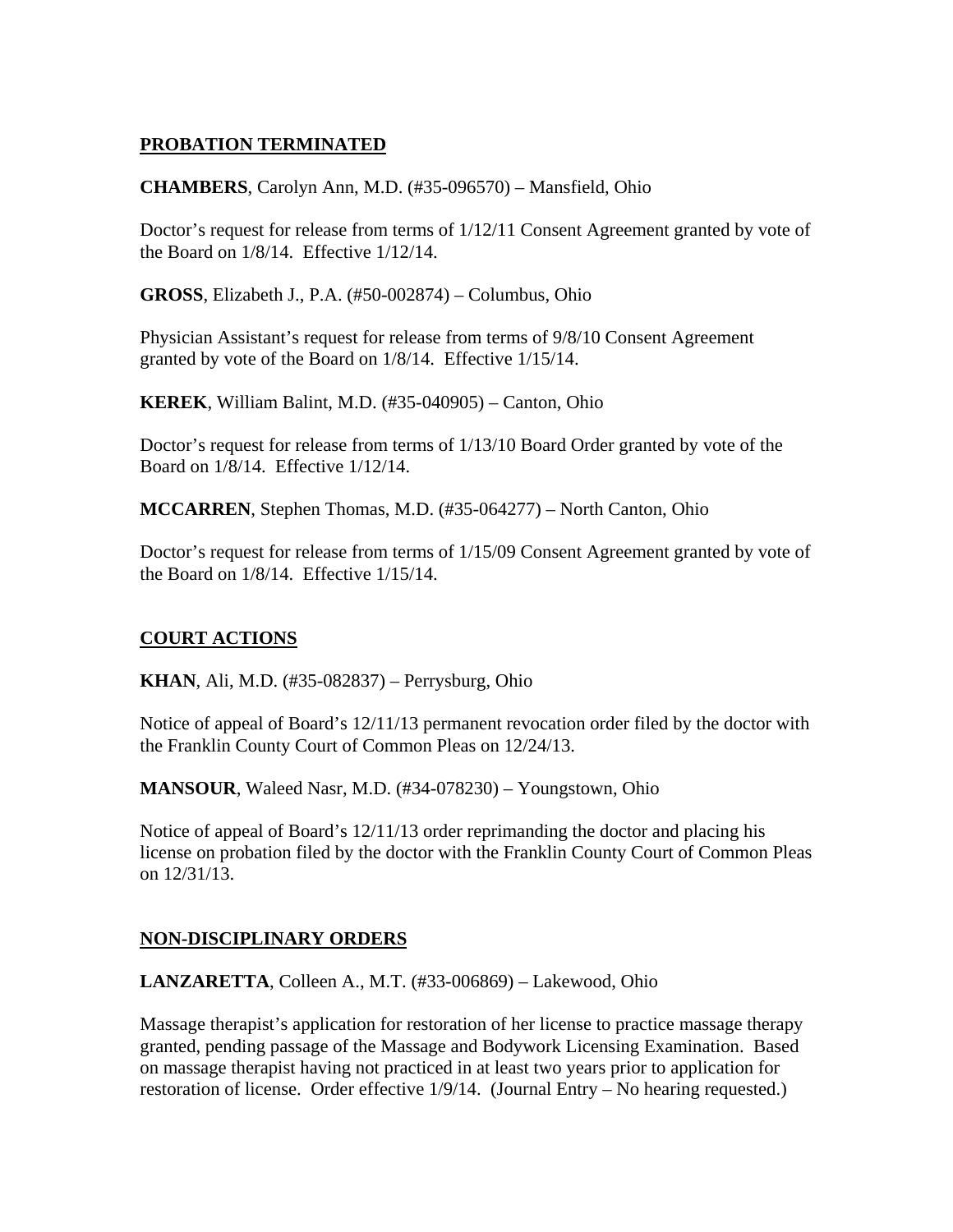## PROBATION TERMINATED

**CHAMBERS**, Carolyn Ann, M.D. (#35-096570) – Mansfield, Ohio

Doctor's request for release from terms of 1/12/11 Consent Agreement granted by vote of the Board on 1/8/14. Effective 1/12/14.

**GROSS**, Elizabeth J., P.A. (#50-002874) – Columbus, Ohio

Physician Assistant's request for release from terms of 9/8/10 Consent Agreement granted by vote of the Board on 1/8/14. Effective 1/15/14.

**KEREK**, William Balint, M.D. (#35-040905) – Canton, Ohio

Doctor's request for release from terms of 1/13/10 Board Order granted by vote of the Board on 1/8/14. Effective 1/12/14.

**MCCARREN**, Stephen Thomas, M.D. (#35-064277) – North Canton, Ohio

Doctor's request for release from terms of 1/15/09 Consent Agreement granted by vote of the Board on 1/8/14. Effective 1/15/14.

## COURT ACTIONS

**KHAN**, Ali, M.D. (#35-082837) – Perrysburg, Ohio

Notice of appeal of Board's 12/11/13 permanent revocation order filed by the doctor with the Franklin County Court of Common Pleas on 12/24/13.

**MANSOUR**, Waleed Nasr, M.D. (#34-078230) – Youngstown, Ohio

Notice of appeal of Board's 12/11/13 order reprimanding the doctor and placing his license on probation filed by the doctor with the Franklin County Court of Common Pleas on 12/31/13.

## NON-DISCIPLINARY ORDERS

**LANZARETTA**, Colleen A., M.T. (#33-006869) – Lakewood, Ohio

Massage therapist's application for restoration of her license to practice massage therapy granted, pending passage of the Massage and Bodywork Licensing Examination. Based on massage therapist having not practiced in at least two years prior to application for restoration of license. Order effective 1/9/14. (Journal Entry – No hearing requested.)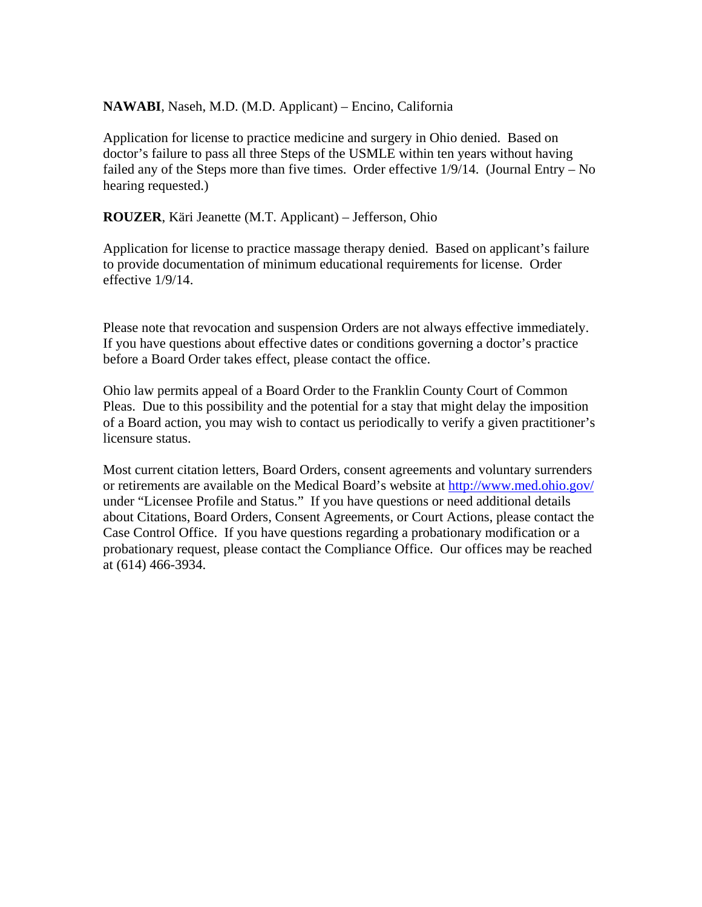**NAWABI**, Naseh, M.D. (M.D. Applicant) – Encino, California

Application for license to practice medicine and surgery in Ohio denied. Based on doctor's failure to pass all three Steps of the USMLE within ten years without having failed any of the Steps more than five times. Order effective 1/9/14. (Journal Entry – No hearing requested.)

**ROUZER**, Käri Jeanette (M.T. Applicant) – Jefferson, Ohio

Application for license to practice massage therapy denied. Based on applicant's failure to provide documentation of minimum educational requirements for license. Order effective 1/9/14.

Please note that revocation and suspension Orders are not always effective immediately. If you have questions about effective dates or conditions governing a doctor's practice before a Board Order takes effect, please contact the office.

Ohio law permits appeal of a Board Order to the Franklin County Court of Common Pleas. Due to this possibility and the potential for a stay that might delay the imposition of a Board action, you may wish to contact us periodically to verify a given practitioner's licensure status.

Most current citation letters, Board Orders, consent agreements and voluntary surrenders or retirements are available on the Medical Board's website at [http://www.med.ohio.gov/](http://www.med.ohio.gov/) under "Licensee Profile and Status." If you have questions or need additional details about Citations, Board Orders, Consent Agreements, or Court Actions, please contact the Case Control Office. If you have questions regarding a probationary modification or a probationary request, please contact the Compliance Office. Our offices may be reached at (614) 466-3934.